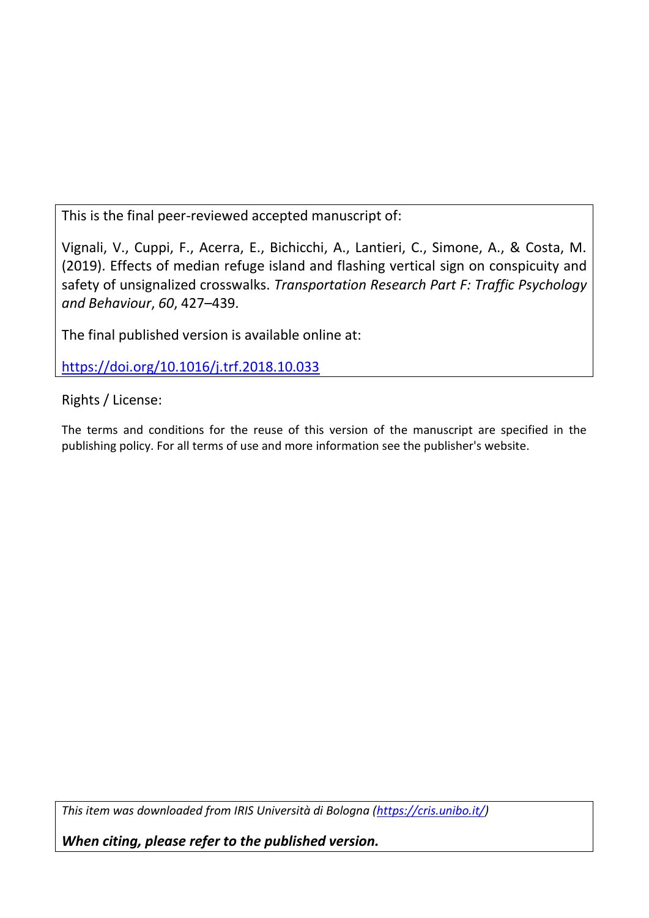This is the final peer-reviewed accepted manuscript of:

Vignali, V., Cuppi, F., Acerra, E., Bichicchi, A., Lantieri, C., Simone, A., & Costa, M. (2019). Effects of median refuge island and flashing vertical sign on conspicuity and safety of unsignalized crosswalks. *Transportation Research Part F: Traffic Psychology and Behaviour*, *60*, 427–439.

The final published version is available online at:

[https://doi.org/10.1016/j.trf.2018.10.033](https://doi.org/10.1016/j.trf.2018.10.033)

Rights / License:

The terms and conditions for the reuse of this version of the manuscript are specified in the publishing policy. For all terms of use and more information see the publisher's website.

*This item was downloaded from IRIS Università di Bologna ([https://cris.unibo.it/](https://cris.unibo.it/))*

***When citing, please refer to the published version.***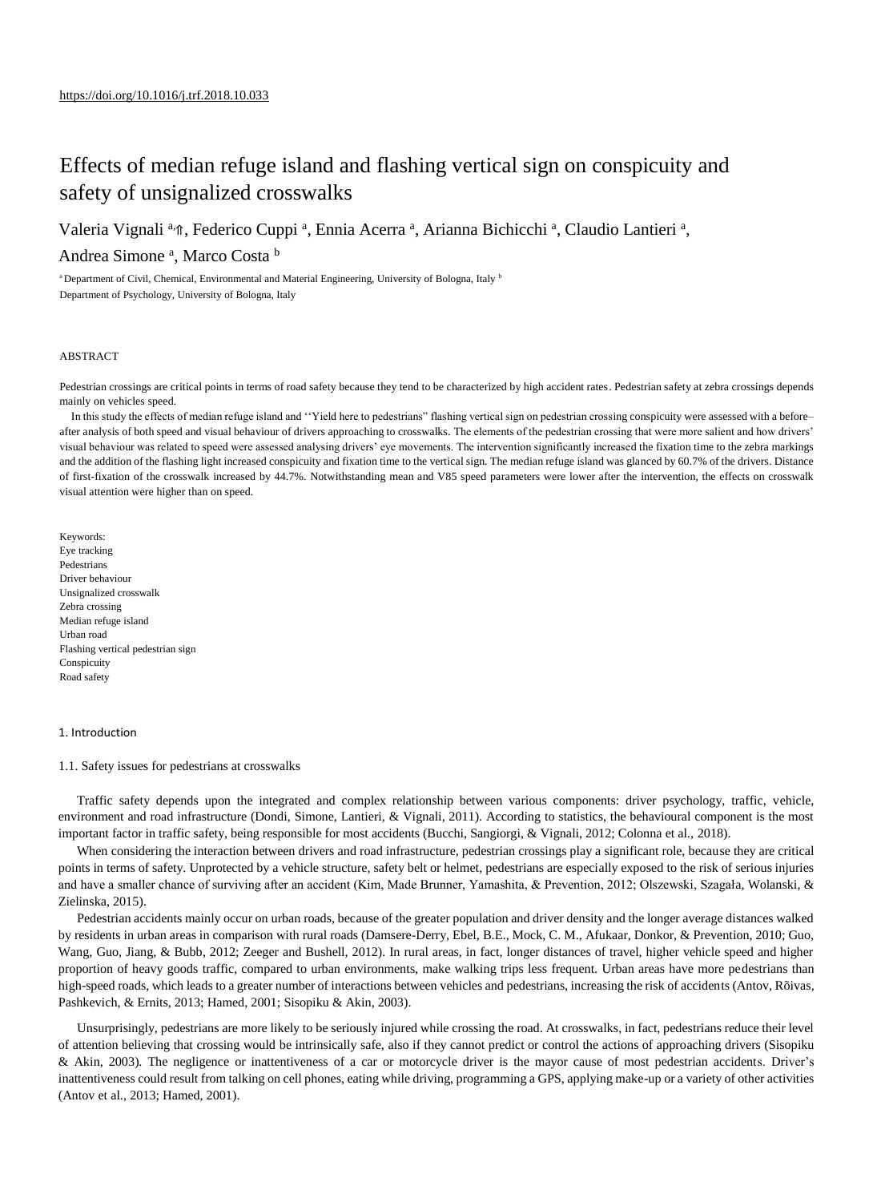https://doi.org/10.1016/j.trf.2018.10.033

# Effects of median refuge island and flashing vertical sign on conspicuity and safety of unsignalized crosswalks

Valeria Vignali [a,⇑], Federico Cuppi [a], Ennia Acerra [a], Arianna Bichicchi [a], Claudio Lantieri [a], Andrea Simone [a], Marco Costa [b]

[a] Department of Civil, Chemical, Environmental and Material Engineering, University of Bologna, Italy [b] Department of Psychology, University of Bologna, Italy

ABSTRACT

Pedestrian crossings are critical points in terms of road safety because they tend to be characterized by high accident rates. Pedestrian safety at zebra crossings depends mainly on vehicles speed.

In this study the effects of median refuge island and ''Yield here to pedestrians'' flashing vertical sign on pedestrian crossing conspicuity were assessed with a before–after analysis of both speed and visual behaviour of drivers approaching to crosswalks. The elements of the pedestrian crossing that were more salient and how drivers' visual behaviour was related to speed were assessed analysing drivers' eye movements. The intervention significantly increased the fixation time to the zebra markings and the addition of the flashing light increased conspicuity and fixation time to the vertical sign. The median refuge island was glanced by 60.7% of the drivers. Distance of first-fixation of the crosswalk increased by 44.7%. Notwithstanding mean and V85 speed parameters were lower after the intervention, the effects on crosswalk visual attention were higher than on speed.

Keywords:
Eye tracking
Pedestrians
Driver behaviour
Unsignalized crosswalk
Zebra crossing
Median refuge island
Urban road
Flashing vertical pedestrian sign
Conspicuity
Road safety

## 1. Introduction

### 1.1. Safety issues for pedestrians at crosswalks

Traffic safety depends upon the integrated and complex relationship between various components: driver psychology, traffic, vehicle, environment and road infrastructure (Dondi, Simone, Lantieri, & Vignali, 2011). According to statistics, the behavioural component is the most important factor in traffic safety, being responsible for most accidents (Bucchi, Sangiorgi, & Vignali, 2012; Colonna et al., 2018).

When considering the interaction between drivers and road infrastructure, pedestrian crossings play a significant role, because they are critical points in terms of safety. Unprotected by a vehicle structure, safety belt or helmet, pedestrians are especially exposed to the risk of serious injuries and have a smaller chance of surviving after an accident (Kim, Made Brunner, Yamashita, & Prevention, 2012; Olszewski, Szagała, Wolanski, & Zielinska, 2015).

Pedestrian accidents mainly occur on urban roads, because of the greater population and driver density and the longer average distances walked by residents in urban areas in comparison with rural roads (Damsere-Derry, Ebel, B.E., Mock, C. M., Afukaar, Donkor, & Prevention, 2010; Guo, Wang, Guo, Jiang, & Bubb, 2012; Zeeger and Bushell, 2012). In rural areas, in fact, longer distances of travel, higher vehicle speed and higher proportion of heavy goods traffic, compared to urban environments, make walking trips less frequent. Urban areas have more pedestrians than high-speed roads, which leads to a greater number of interactions between vehicles and pedestrians, increasing the risk of accidents (Antov, Rõivas, Pashkevich, & Ernits, 2013; Hamed, 2001; Sisopiku & Akin, 2003).

Unsurprisingly, pedestrians are more likely to be seriously injured while crossing the road. At crosswalks, in fact, pedestrians reduce their level of attention believing that crossing would be intrinsically safe, also if they cannot predict or control the actions of approaching drivers (Sisopiku & Akin, 2003). The negligence or inattentiveness of a car or motorcycle driver is the mayor cause of most pedestrian accidents. Driver's inattentiveness could result from talking on cell phones, eating while driving, programming a GPS, applying make-up or a variety of other activities (Antov et al., 2013; Hamed, 2001).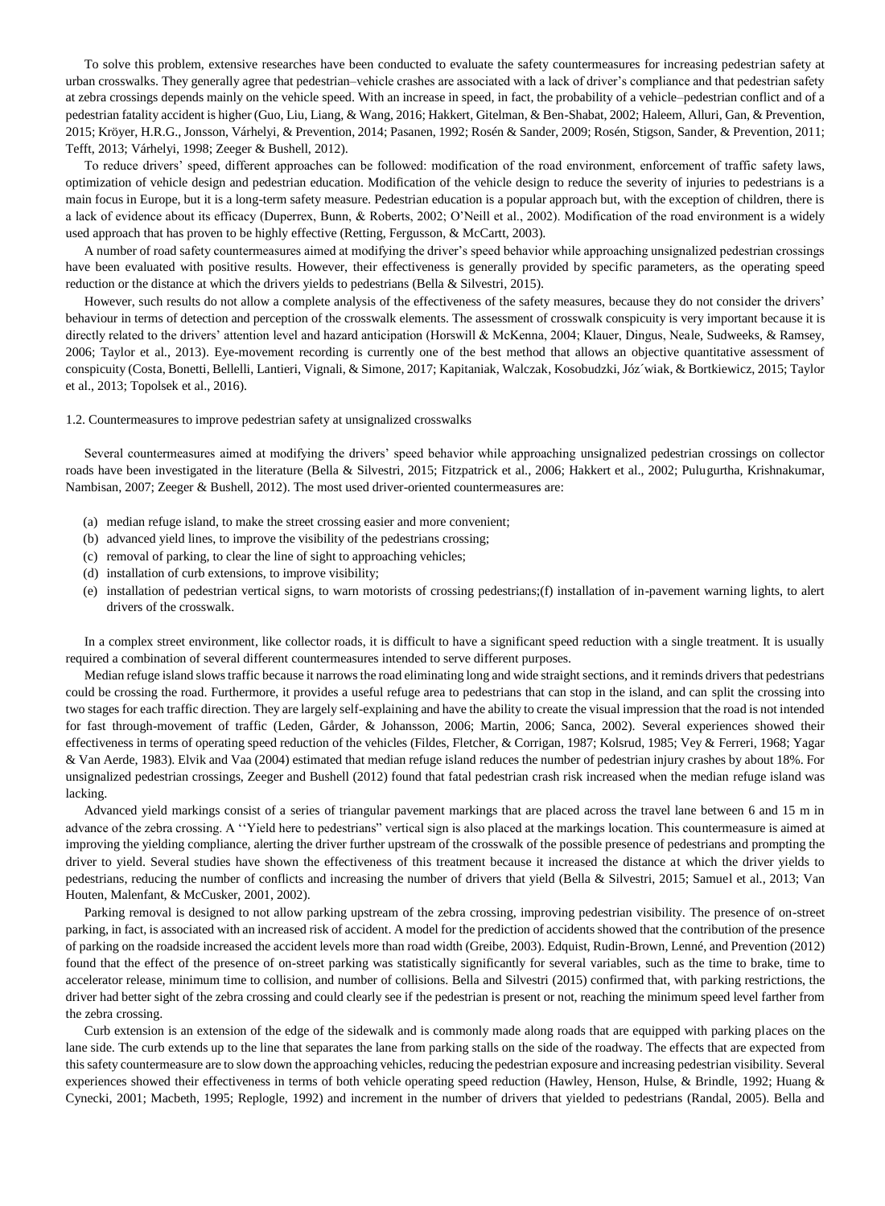To solve this problem, extensive researches have been conducted to evaluate the safety countermeasures for increasing pedestrian safety at urban crosswalks. They generally agree that pedestrian–vehicle crashes are associated with a lack of driver's compliance and that pedestrian safety at zebra crossings depends mainly on the vehicle speed. With an increase in speed, in fact, the probability of a vehicle–pedestrian conflict and of a pedestrian fatality accident is higher (Guo, Liu, Liang, & Wang, 2016; Hakkert, Gitelman, & Ben-Shabat, 2002; Haleem, Alluri, Gan, & Prevention, 2015; Kröyer, H.R.G., Jonsson, Várhelyi, & Prevention, 2014; Pasanen, 1992; Rosén & Sander, 2009; Rosén, Stigson, Sander, & Prevention, 2011; Tefft, 2013; Várhelyi, 1998; Zeeger & Bushell, 2012).

To reduce drivers' speed, different approaches can be followed: modification of the road environment, enforcement of traffic safety laws, optimization of vehicle design and pedestrian education. Modification of the vehicle design to reduce the severity of injuries to pedestrians is a main focus in Europe, but it is a long-term safety measure. Pedestrian education is a popular approach but, with the exception of children, there is a lack of evidence about its efficacy (Duperrex, Bunn, & Roberts, 2002; O'Neill et al., 2002). Modification of the road environment is a widely used approach that has proven to be highly effective (Retting, Fergusson, & McCartt, 2003).

A number of road safety countermeasures aimed at modifying the driver's speed behavior while approaching unsignalized pedestrian crossings have been evaluated with positive results. However, their effectiveness is generally provided by specific parameters, as the operating speed reduction or the distance at which the drivers yields to pedestrians (Bella & Silvestri, 2015).

However, such results do not allow a complete analysis of the effectiveness of the safety measures, because they do not consider the drivers' behaviour in terms of detection and perception of the crosswalk elements. The assessment of crosswalk conspicuity is very important because it is directly related to the drivers' attention level and hazard anticipation (Horswill & McKenna, 2004; Klauer, Dingus, Neale, Sudweeks, & Ramsey, 2006; Taylor et al., 2013). Eye-movement recording is currently one of the best method that allows an objective quantitative assessment of conspicuity (Costa, Bonetti, Bellelli, Lantieri, Vignali, & Simone, 2017; Kapitaniak, Walczak, Kosobudzki, Józ´wiak, & Bortkiewicz, 2015; Taylor et al., 2013; Topolsek et al., 2016).

### 1.2. Countermeasures to improve pedestrian safety at unsignalized crosswalks

Several countermeasures aimed at modifying the drivers' speed behavior while approaching unsignalized pedestrian crossings on collector roads have been investigated in the literature (Bella & Silvestri, 2015; Fitzpatrick et al., 2006; Hakkert et al., 2002; Pulugurtha, Krishnakumar, Nambisan, 2007; Zeeger & Bushell, 2012). The most used driver-oriented countermeasures are:

(a) median refuge island, to make the street crossing easier and more convenient;
(b) advanced yield lines, to improve the visibility of the pedestrians crossing;
(c) removal of parking, to clear the line of sight to approaching vehicles;
(d) installation of curb extensions, to improve visibility;
(e) installation of pedestrian vertical signs, to warn motorists of crossing pedestrians;(f) installation of in-pavement warning lights, to alert drivers of the crosswalk.

In a complex street environment, like collector roads, it is difficult to have a significant speed reduction with a single treatment. It is usually required a combination of several different countermeasures intended to serve different purposes.

Median refuge island slows traffic because it narrows the road eliminating long and wide straight sections, and it reminds drivers that pedestrians could be crossing the road. Furthermore, it provides a useful refuge area to pedestrians that can stop in the island, and can split the crossing into two stages for each traffic direction. They are largely self-explaining and have the ability to create the visual impression that the road is not intended for fast through-movement of traffic (Leden, Gårder, & Johansson, 2006; Martin, 2006; Sanca, 2002). Several experiences showed their effectiveness in terms of operating speed reduction of the vehicles (Fildes, Fletcher, & Corrigan, 1987; Kolsrud, 1985; Vey & Ferreri, 1968; Yagar & Van Aerde, 1983). Elvik and Vaa (2004) estimated that median refuge island reduces the number of pedestrian injury crashes by about 18%. For unsignalized pedestrian crossings, Zeeger and Bushell (2012) found that fatal pedestrian crash risk increased when the median refuge island was lacking.

Advanced yield markings consist of a series of triangular pavement markings that are placed across the travel lane between 6 and 15 m in advance of the zebra crossing. A ''Yield here to pedestrians" vertical sign is also placed at the markings location. This countermeasure is aimed at improving the yielding compliance, alerting the driver further upstream of the crosswalk of the possible presence of pedestrians and prompting the driver to yield. Several studies have shown the effectiveness of this treatment because it increased the distance at which the driver yields to pedestrians, reducing the number of conflicts and increasing the number of drivers that yield (Bella & Silvestri, 2015; Samuel et al., 2013; Van Houten, Malenfant, & McCusker, 2001, 2002).

Parking removal is designed to not allow parking upstream of the zebra crossing, improving pedestrian visibility. The presence of on-street parking, in fact, is associated with an increased risk of accident. A model for the prediction of accidents showed that the contribution of the presence of parking on the roadside increased the accident levels more than road width (Greibe, 2003). Edquist, Rudin-Brown, Lenné, and Prevention (2012) found that the effect of the presence of on-street parking was statistically significantly for several variables, such as the time to brake, time to accelerator release, minimum time to collision, and number of collisions. Bella and Silvestri (2015) confirmed that, with parking restrictions, the driver had better sight of the zebra crossing and could clearly see if the pedestrian is present or not, reaching the minimum speed level farther from the zebra crossing.

Curb extension is an extension of the edge of the sidewalk and is commonly made along roads that are equipped with parking places on the lane side. The curb extends up to the line that separates the lane from parking stalls on the side of the roadway. The effects that are expected from this safety countermeasure are to slow down the approaching vehicles, reducing the pedestrian exposure and increasing pedestrian visibility. Several experiences showed their effectiveness in terms of both vehicle operating speed reduction (Hawley, Henson, Hulse, & Brindle, 1992; Huang & Cynecki, 2001; Macbeth, 1995; Replogle, 1992) and increment in the number of drivers that yielded to pedestrians (Randal, 2005). Bella and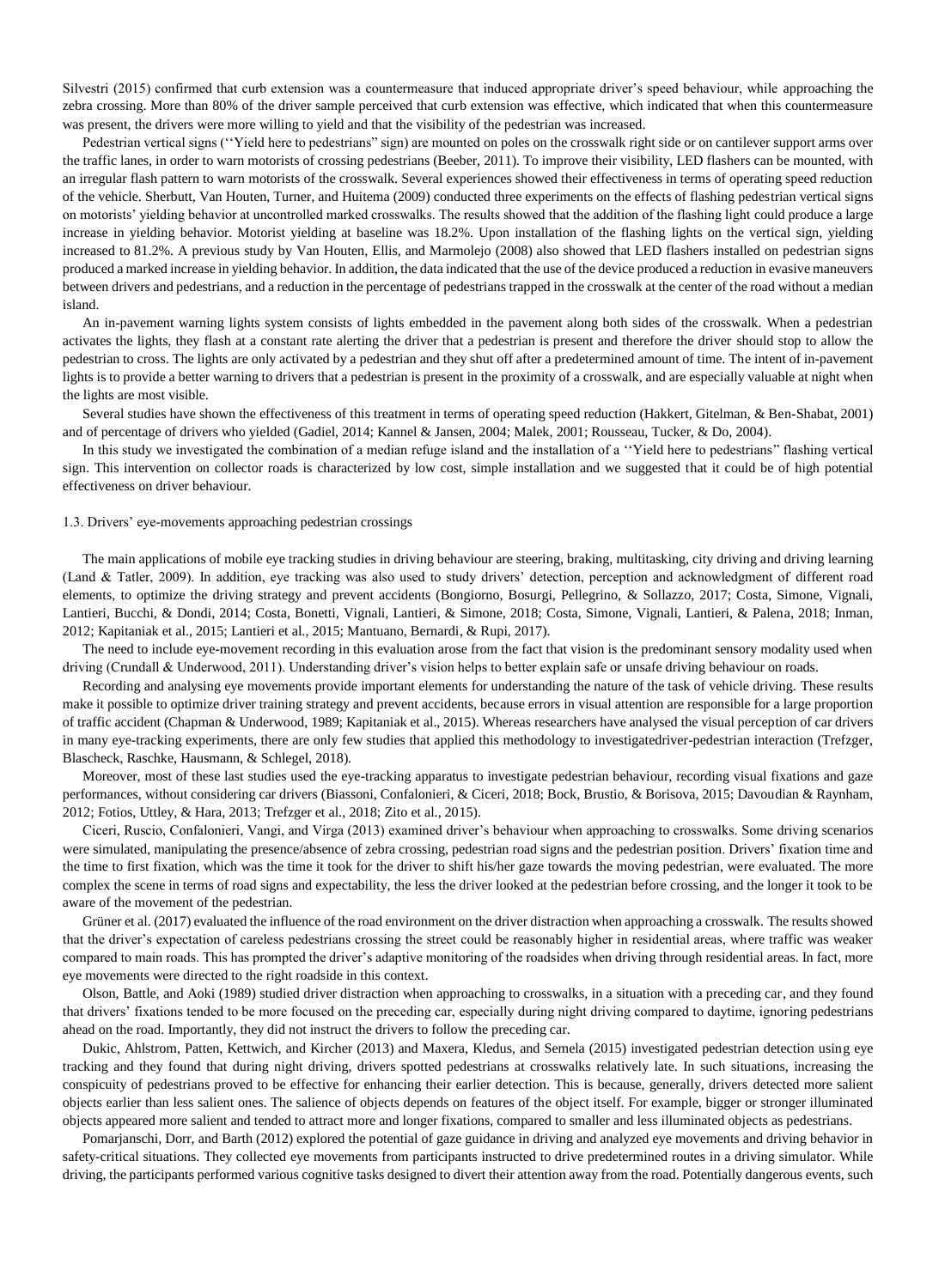Silvestri (2015) confirmed that curb extension was a countermeasure that induced appropriate driver's speed behaviour, while approaching the zebra crossing. More than 80% of the driver sample perceived that curb extension was effective, which indicated that when this countermeasure was present, the drivers were more willing to yield and that the visibility of the pedestrian was increased.

Pedestrian vertical signs (''Yield here to pedestrians" sign) are mounted on poles on the crosswalk right side or on cantilever support arms over the traffic lanes, in order to warn motorists of crossing pedestrians (Beeber, 2011). To improve their visibility, LED flashers can be mounted, with an irregular flash pattern to warn motorists of the crosswalk. Several experiences showed their effectiveness in terms of operating speed reduction of the vehicle. Sherbutt, Van Houten, Turner, and Huitema (2009) conducted three experiments on the effects of flashing pedestrian vertical signs on motorists' yielding behavior at uncontrolled marked crosswalks. The results showed that the addition of the flashing light could produce a large increase in yielding behavior. Motorist yielding at baseline was 18.2%. Upon installation of the flashing lights on the vertical sign, yielding increased to 81.2%. A previous study by Van Houten, Ellis, and Marmolejo (2008) also showed that LED flashers installed on pedestrian signs produced a marked increase in yielding behavior. In addition, the data indicated that the use of the device produced a reduction in evasive maneuvers between drivers and pedestrians, and a reduction in the percentage of pedestrians trapped in the crosswalk at the center of the road without a median island.

An in-pavement warning lights system consists of lights embedded in the pavement along both sides of the crosswalk. When a pedestrian activates the lights, they flash at a constant rate alerting the driver that a pedestrian is present and therefore the driver should stop to allow the pedestrian to cross. The lights are only activated by a pedestrian and they shut off after a predetermined amount of time. The intent of in-pavement lights is to provide a better warning to drivers that a pedestrian is present in the proximity of a crosswalk, and are especially valuable at night when the lights are most visible.

Several studies have shown the effectiveness of this treatment in terms of operating speed reduction (Hakkert, Gitelman, & Ben-Shabat, 2001) and of percentage of drivers who yielded (Gadiel, 2014; Kannel & Jansen, 2004; Malek, 2001; Rousseau, Tucker, & Do, 2004).

In this study we investigated the combination of a median refuge island and the installation of a ''Yield here to pedestrians" flashing vertical sign. This intervention on collector roads is characterized by low cost, simple installation and we suggested that it could be of high potential effectiveness on driver behaviour.

### 1.3. Drivers' eye-movements approaching pedestrian crossings

The main applications of mobile eye tracking studies in driving behaviour are steering, braking, multitasking, city driving and driving learning (Land & Tatler, 2009). In addition, eye tracking was also used to study drivers' detection, perception and acknowledgment of different road elements, to optimize the driving strategy and prevent accidents (Bongiorno, Bosurgi, Pellegrino, & Sollazzo, 2017; Costa, Simone, Vignali, Lantieri, Bucchi, & Dondi, 2014; Costa, Bonetti, Vignali, Lantieri, & Simone, 2018; Costa, Simone, Vignali, Lantieri, & Palena, 2018; Inman, 2012; Kapitaniak et al., 2015; Lantieri et al., 2015; Mantuano, Bernardi, & Rupi, 2017).

The need to include eye-movement recording in this evaluation arose from the fact that vision is the predominant sensory modality used when driving (Crundall & Underwood, 2011). Understanding driver's vision helps to better explain safe or unsafe driving behaviour on roads.

Recording and analysing eye movements provide important elements for understanding the nature of the task of vehicle driving. These results make it possible to optimize driver training strategy and prevent accidents, because errors in visual attention are responsible for a large proportion of traffic accident (Chapman & Underwood, 1989; Kapitaniak et al., 2015). Whereas researchers have analysed the visual perception of car drivers in many eye-tracking experiments, there are only few studies that applied this methodology to investigatedriver-pedestrian interaction (Trefzger, Blascheck, Raschke, Hausmann, & Schlegel, 2018).

Moreover, most of these last studies used the eye-tracking apparatus to investigate pedestrian behaviour, recording visual fixations and gaze performances, without considering car drivers (Biassoni, Confalonieri, & Ciceri, 2018; Bock, Brustio, & Borisova, 2015; Davoudian & Raynham, 2012; Fotios, Uttley, & Hara, 2013; Trefzger et al., 2018; Zito et al., 2015).

Ciceri, Ruscio, Confalonieri, Vangi, and Virga (2013) examined driver's behaviour when approaching to crosswalks. Some driving scenarios were simulated, manipulating the presence/absence of zebra crossing, pedestrian road signs and the pedestrian position. Drivers' fixation time and the time to first fixation, which was the time it took for the driver to shift his/her gaze towards the moving pedestrian, were evaluated. The more complex the scene in terms of road signs and expectability, the less the driver looked at the pedestrian before crossing, and the longer it took to be aware of the movement of the pedestrian.

Grüner et al. (2017) evaluated the influence of the road environment on the driver distraction when approaching a crosswalk. The results showed that the driver's expectation of careless pedestrians crossing the street could be reasonably higher in residential areas, where traffic was weaker compared to main roads. This has prompted the driver's adaptive monitoring of the roadsides when driving through residential areas. In fact, more eye movements were directed to the right roadside in this context.

Olson, Battle, and Aoki (1989) studied driver distraction when approaching to crosswalks, in a situation with a preceding car, and they found that drivers' fixations tended to be more focused on the preceding car, especially during night driving compared to daytime, ignoring pedestrians ahead on the road. Importantly, they did not instruct the drivers to follow the preceding car.

Dukic, Ahlstrom, Patten, Kettwich, and Kircher (2013) and Maxera, Kledus, and Semela (2015) investigated pedestrian detection using eye tracking and they found that during night driving, drivers spotted pedestrians at crosswalks relatively late. In such situations, increasing the conspicuity of pedestrians proved to be effective for enhancing their earlier detection. This is because, generally, drivers detected more salient objects earlier than less salient ones. The salience of objects depends on features of the object itself. For example, bigger or stronger illuminated objects appeared more salient and tended to attract more and longer fixations, compared to smaller and less illuminated objects as pedestrians.

Pomarjanschi, Dorr, and Barth (2012) explored the potential of gaze guidance in driving and analyzed eye movements and driving behavior in safety-critical situations. They collected eye movements from participants instructed to drive predetermined routes in a driving simulator. While driving, the participants performed various cognitive tasks designed to divert their attention away from the road. Potentially dangerous events, such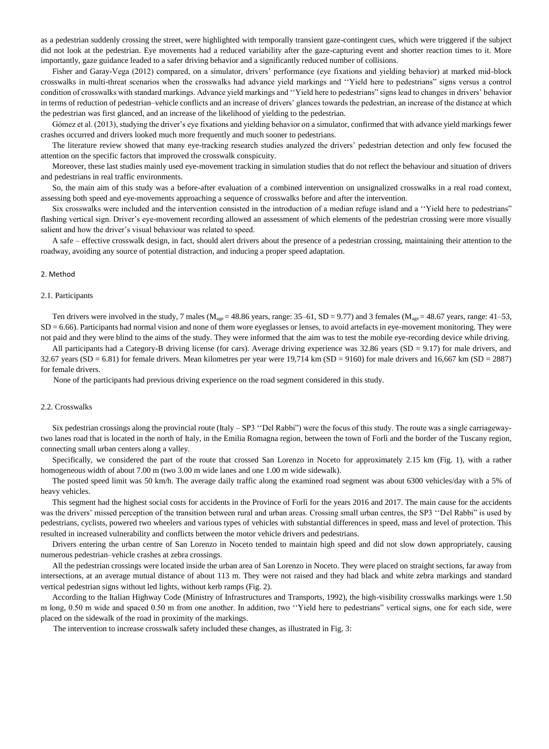as a pedestrian suddenly crossing the street, were highlighted with temporally transient gaze-contingent cues, which were triggered if the subject did not look at the pedestrian. Eye movements had a reduced variability after the gaze-capturing event and shorter reaction times to it. More importantly, gaze guidance leaded to a safer driving behavior and a significantly reduced number of collisions.

Fisher and Garay-Vega (2012) compared, on a simulator, drivers' performance (eye fixations and yielding behavior) at marked mid-block crosswalks in multi-threat scenarios when the crosswalks had advance yield markings and ''Yield here to pedestrians'' signs versus a control condition of crosswalks with standard markings. Advance yield markings and ''Yield here to pedestrians'' signs lead to changes in drivers' behavior in terms of reduction of pedestrian–vehicle conflicts and an increase of drivers' glances towards the pedestrian, an increase of the distance at which the pedestrian was first glanced, and an increase of the likelihood of yielding to the pedestrian.

Gómez et al. (2013), studying the driver's eye fixations and yielding behavior on a simulator, confirmed that with advance yield markings fewer crashes occurred and drivers looked much more frequently and much sooner to pedestrians.

The literature review showed that many eye-tracking research studies analyzed the drivers' pedestrian detection and only few focused the attention on the specific factors that improved the crosswalk conspicuity.

Moreover, these last studies mainly used eye-movement tracking in simulation studies that do not reflect the behaviour and situation of drivers and pedestrians in real traffic environments.

So, the main aim of this study was a before-after evaluation of a combined intervention on unsignalized crosswalks in a real road context, assessing both speed and eye-movements approaching a sequence of crosswalks before and after the intervention.

Six crosswalks were included and the intervention consisted in the introduction of a median refuge island and a ''Yield here to pedestrians'' flashing vertical sign. Driver's eye-movement recording allowed an assessment of which elements of the pedestrian crossing were more visually salient and how the driver's visual behaviour was related to speed.

A safe – effective crosswalk design, in fact, should alert drivers about the presence of a pedestrian crossing, maintaining their attention to the roadway, avoiding any source of potential distraction, and inducing a proper speed adaptation.

## 2. Method

### 2.1. Participants

Ten drivers were involved in the study, 7 males ($M_{age}$ = 48.86 years, range: 35–61, SD = 9.77) and 3 females ($M_{age}$ = 48.67 years, range: 41–53, SD = 6.66). Participants had normal vision and none of them wore eyeglasses or lenses, to avoid artefacts in eye-movement monitoring. They were not paid and they were blind to the aims of the study. They were informed that the aim was to test the mobile eye-recording device while driving.

All participants had a Category-B driving license (for cars). Average driving experience was 32.86 years (SD = 9.17) for male drivers, and 32.67 years (SD = 6.81) for female drivers. Mean kilometres per year were 19,714 km (SD = 9160) for male drivers and 16,667 km (SD = 2887) for female drivers.

None of the participants had previous driving experience on the road segment considered in this study.

### 2.2. Crosswalks

Six pedestrian crossings along the provincial route (Italy – SP3 ''Del Rabbi'') were the focus of this study. The route was a single carriageway-two lanes road that is located in the north of Italy, in the Emilia Romagna region, between the town of Forlì and the border of the Tuscany region, connecting small urban centers along a valley.

Specifically, we considered the part of the route that crossed San Lorenzo in Noceto for approximately 2.15 km (Fig. 1), with a rather homogeneous width of about 7.00 m (two 3.00 m wide lanes and one 1.00 m wide sidewalk).

The posted speed limit was 50 km/h. The average daily traffic along the examined road segment was about 6300 vehicles/day with a 5% of heavy vehicles.

This segment had the highest social costs for accidents in the Province of Forlì for the years 2016 and 2017. The main cause for the accidents was the drivers' missed perception of the transition between rural and urban areas. Crossing small urban centres, the SP3 ''Del Rabbi'' is used by pedestrians, cyclists, powered two wheelers and various types of vehicles with substantial differences in speed, mass and level of protection. This resulted in increased vulnerability and conflicts between the motor vehicle drivers and pedestrians.

Drivers entering the urban centre of San Lorenzo in Noceto tended to maintain high speed and did not slow down appropriately, causing numerous pedestrian–vehicle crashes at zebra crossings.

All the pedestrian crossings were located inside the urban area of San Lorenzo in Noceto. They were placed on straight sections, far away from intersections, at an average mutual distance of about 113 m. They were not raised and they had black and white zebra markings and standard vertical pedestrian signs without led lights, without kerb ramps (Fig. 2).

According to the Italian Highway Code (Ministry of Infrastructures and Transports, 1992), the high-visibility crosswalks markings were 1.50 m long, 0.50 m wide and spaced 0.50 m from one another. In addition, two ''Yield here to pedestrians'' vertical signs, one for each side, were placed on the sidewalk of the road in proximity of the markings.

The intervention to increase crosswalk safety included these changes, as illustrated in Fig. 3: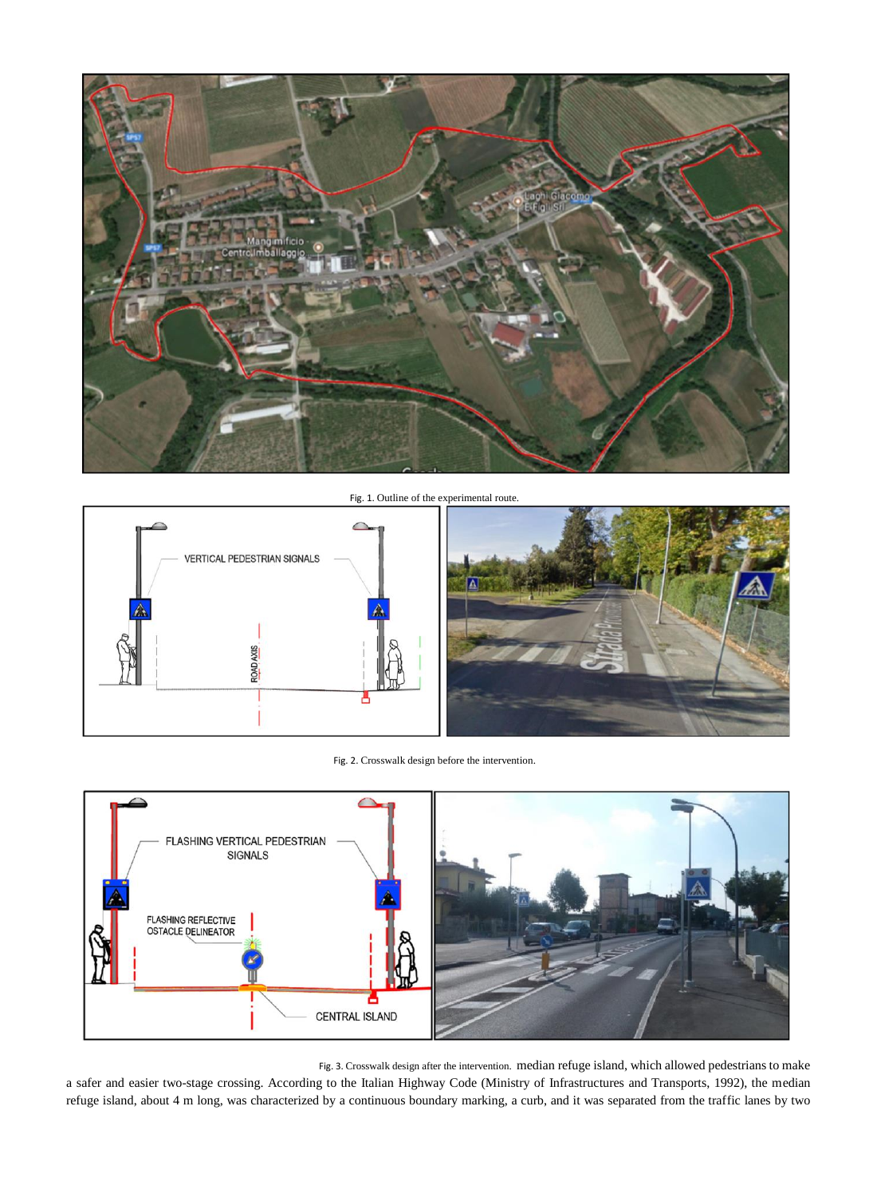Fig. 1. Outline of the experimental route.

Fig. 2. Crosswalk design before the intervention.

Fig. 3. Crosswalk design after the intervention.

median refuge island, which allowed pedestrians to make a safer and easier two-stage crossing. According to the Italian Highway Code (Ministry of Infrastructures and Transports, 1992), the median refuge island, about 4 m long, was characterized by a continuous boundary marking, a curb, and it was separated from the traffic lanes by two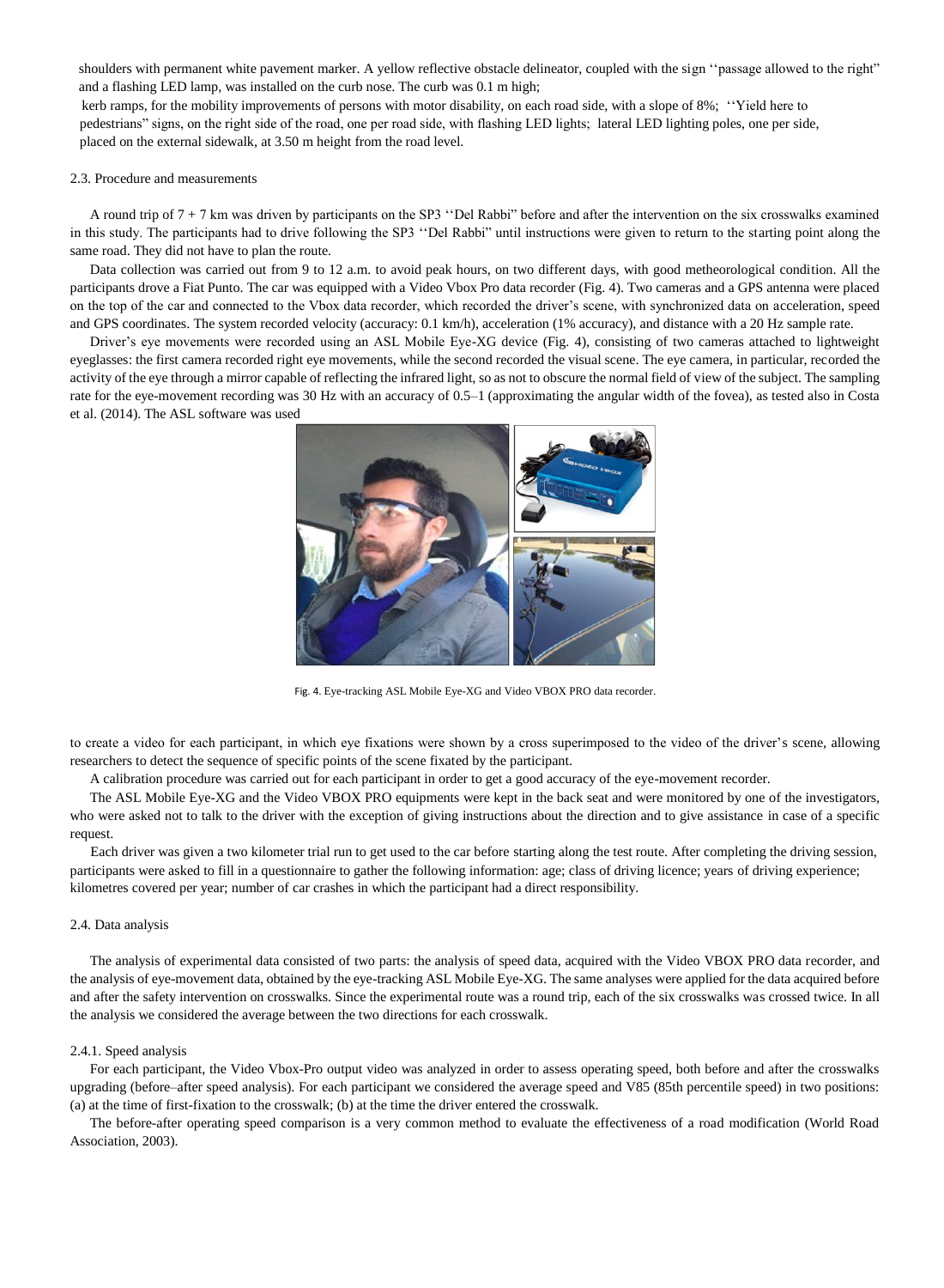shoulders with permanent white pavement marker. A yellow reflective obstacle delineator, coupled with the sign ''passage allowed to the right" and a flashing LED lamp, was installed on the curb nose. The curb was 0.1 m high;

kerb ramps, for the mobility improvements of persons with motor disability, on each road side, with a slope of 8%; ''Yield here to pedestrians" signs, on the right side of the road, one per road side, with flashing LED lights; lateral LED lighting poles, one per side, placed on the external sidewalk, at 3.50 m height from the road level.

### 2.3. Procedure and measurements

A round trip of 7 + 7 km was driven by participants on the SP3 ''Del Rabbi" before and after the intervention on the six crosswalks examined in this study. The participants had to drive following the SP3 ''Del Rabbi" until instructions were given to return to the starting point along the same road. They did not have to plan the route.

Data collection was carried out from 9 to 12 a.m. to avoid peak hours, on two different days, with good metheorological condition. All the participants drove a Fiat Punto. The car was equipped with a Video Vbox Pro data recorder (Fig. 4). Two cameras and a GPS antenna were placed on the top of the car and connected to the Vbox data recorder, which recorded the driver's scene, with synchronized data on acceleration, speed and GPS coordinates. The system recorded velocity (accuracy: 0.1 km/h), acceleration (1% accuracy), and distance with a 20 Hz sample rate.

Driver's eye movements were recorded using an ASL Mobile Eye-XG device (Fig. 4), consisting of two cameras attached to lightweight eyeglasses: the first camera recorded right eye movements, while the second recorded the visual scene. The eye camera, in particular, recorded the activity of the eye through a mirror capable of reflecting the infrared light, so as not to obscure the normal field of view of the subject. The sampling rate for the eye-movement recording was 30 Hz with an accuracy of 0.5–1 (approximating the angular width of the fovea), as tested also in Costa et al. (2014). The ASL software was used

Fig. 4. Eye-tracking ASL Mobile Eye-XG and Video VBOX PRO data recorder.

to create a video for each participant, in which eye fixations were shown by a cross superimposed to the video of the driver's scene, allowing researchers to detect the sequence of specific points of the scene fixated by the participant.

A calibration procedure was carried out for each participant in order to get a good accuracy of the eye-movement recorder.

The ASL Mobile Eye-XG and the Video VBOX PRO equipments were kept in the back seat and were monitored by one of the investigators, who were asked not to talk to the driver with the exception of giving instructions about the direction and to give assistance in case of a specific request.

Each driver was given a two kilometer trial run to get used to the car before starting along the test route. After completing the driving session, participants were asked to fill in a questionnaire to gather the following information: age; class of driving licence; years of driving experience; kilometres covered per year; number of car crashes in which the participant had a direct responsibility.

### 2.4. Data analysis

The analysis of experimental data consisted of two parts: the analysis of speed data, acquired with the Video VBOX PRO data recorder, and the analysis of eye-movement data, obtained by the eye-tracking ASL Mobile Eye-XG. The same analyses were applied for the data acquired before and after the safety intervention on crosswalks. Since the experimental route was a round trip, each of the six crosswalks was crossed twice. In all the analysis we considered the average between the two directions for each crosswalk.

#### 2.4.1. Speed analysis

For each participant, the Video Vbox-Pro output video was analyzed in order to assess operating speed, both before and after the crosswalks upgrading (before–after speed analysis). For each participant we considered the average speed and V85 (85th percentile speed) in two positions: (a) at the time of first-fixation to the crosswalk; (b) at the time the driver entered the crosswalk.

The before-after operating speed comparison is a very common method to evaluate the effectiveness of a road modification (World Road Association, 2003).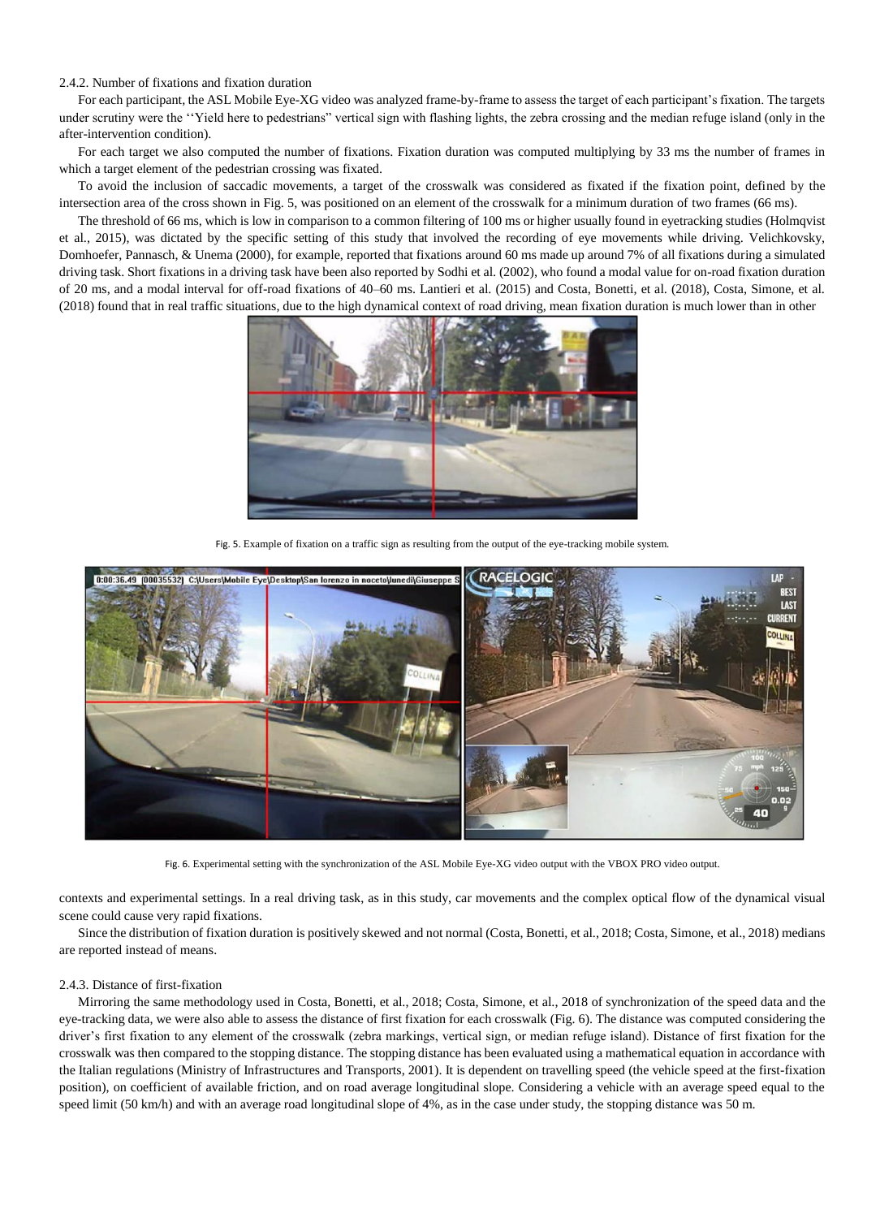#### 2.4.2. Number of fixations and fixation duration

For each participant, the ASL Mobile Eye-XG video was analyzed frame-by-frame to assess the target of each participant's fixation. The targets under scrutiny were the ''Yield here to pedestrians" vertical sign with flashing lights, the zebra crossing and the median refuge island (only in the after-intervention condition).

For each target we also computed the number of fixations. Fixation duration was computed multiplying by 33 ms the number of frames in which a target element of the pedestrian crossing was fixated.

To avoid the inclusion of saccadic movements, a target of the crosswalk was considered as fixated if the fixation point, defined by the intersection area of the cross shown in Fig. 5, was positioned on an element of the crosswalk for a minimum duration of two frames (66 ms).

The threshold of 66 ms, which is low in comparison to a common filtering of 100 ms or higher usually found in eyetracking studies (Holmqvist et al., 2015), was dictated by the specific setting of this study that involved the recording of eye movements while driving. Velichkovsky, Domhoefer, Pannasch, & Unema (2000), for example, reported that fixations around 60 ms made up around 7% of all fixations during a simulated driving task. Short fixations in a driving task have been also reported by Sodhi et al. (2002), who found a modal value for on-road fixation duration of 20 ms, and a modal interval for off-road fixations of 40–60 ms. Lantieri et al. (2015) and Costa, Bonetti, et al. (2018), Costa, Simone, et al. (2018) found that in real traffic situations, due to the high dynamical context of road driving, mean fixation duration is much lower than in other contexts and experimental settings. In a real driving task, as in this study, car movements and the complex optical flow of the dynamical visual scene could cause very rapid fixations.

Fig. 5. Example of fixation on a traffic sign as resulting from the output of the eye-tracking mobile system.

Fig. 6. Experimental setting with the synchronization of the ASL Mobile Eye-XG video output with the VBOX PRO video output.

Since the distribution of fixation duration is positively skewed and not normal (Costa, Bonetti, et al., 2018; Costa, Simone, et al., 2018) medians are reported instead of means.

#### 2.4.3. Distance of first-fixation

Mirroring the same methodology used in Costa, Bonetti, et al., 2018; Costa, Simone, et al., 2018 of synchronization of the speed data and the eye-tracking data, we were also able to assess the distance of first fixation for each crosswalk (Fig. 6). The distance was computed considering the driver's first fixation to any element of the crosswalk (zebra markings, vertical sign, or median refuge island). Distance of first fixation for the crosswalk was then compared to the stopping distance. The stopping distance has been evaluated using a mathematical equation in accordance with the Italian regulations (Ministry of Infrastructures and Transports, 2001). It is dependent on travelling speed (the vehicle speed at the first-fixation position), on coefficient of available friction, and on road average longitudinal slope. Considering a vehicle with an average speed equal to the speed limit (50 km/h) and with an average road longitudinal slope of 4%, as in the case under study, the stopping distance was 50 m.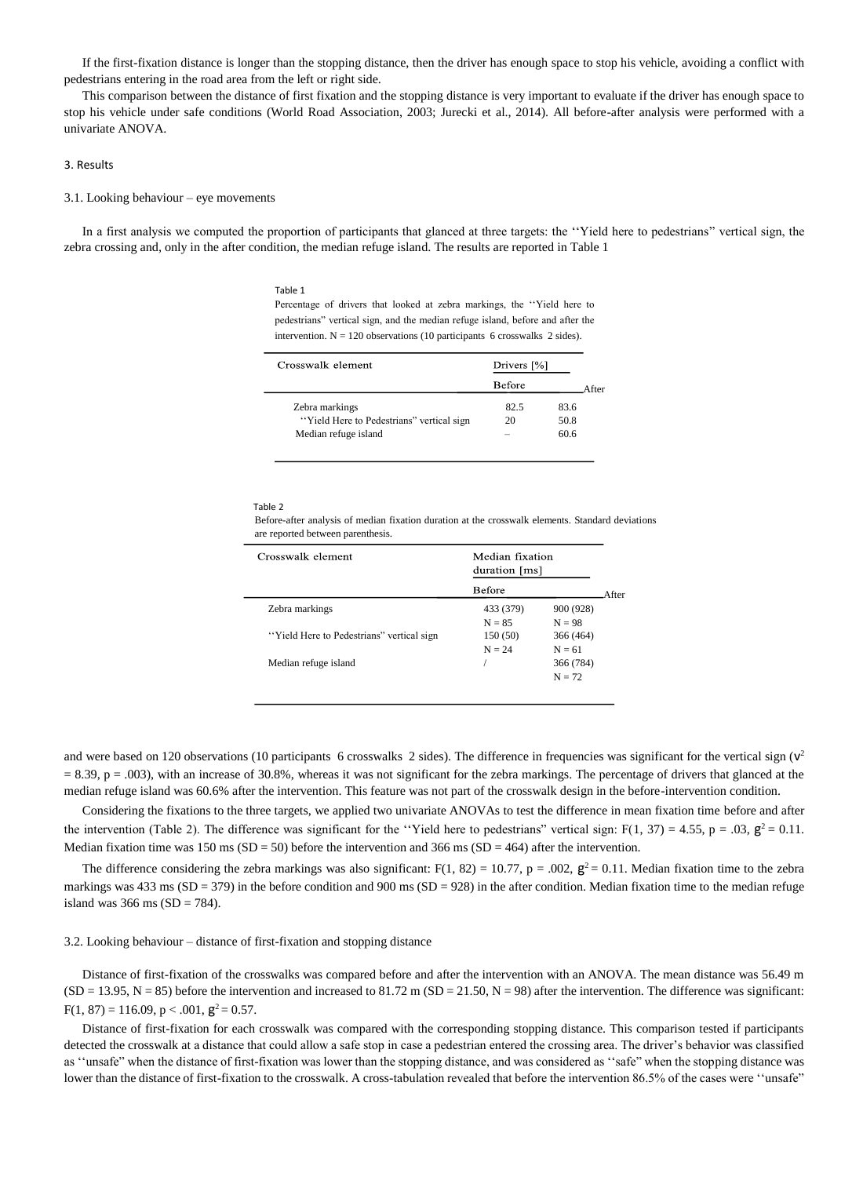If the first-fixation distance is longer than the stopping distance, then the driver has enough space to stop his vehicle, avoiding a conflict with pedestrians entering in the road area from the left or right side.

This comparison between the distance of first fixation and the stopping distance is very important to evaluate if the driver has enough space to stop his vehicle under safe conditions (World Road Association, 2003; Jurecki et al., 2014). All before-after analysis were performed with a univariate ANOVA.

## 3. Results

### 3.1. Looking behaviour – eye movements

In a first analysis we computed the proportion of participants that glanced at three targets: the ''Yield here to pedestrians'' vertical sign, the zebra crossing and, only in the after condition, the median refuge island. The results are reported in Table 1

Table 1
Percentage of drivers that looked at zebra markings, the ''Yield here to pedestrians'' vertical sign, and the median refuge island, before and after the intervention. N = 120 observations (10 participants 6 crosswalks 2 sides).

| Crosswalk element | Drivers [%] | |
|---|---|---|
| | Before | After |
| Zebra markings | 82.5 | 83.6 |
| ''Yield Here to Pedestrians'' vertical sign | 20 | 50.8 |
| Median refuge island | – | 60.6 |

Table 2
Before-after analysis of median fixation duration at the crosswalk elements. Standard deviations are reported between parenthesis.

| Crosswalk element | Median fixation duration [ms] | |
|---|---|---|
| | Before | After |
| Zebra markings | 433 (379) N = 85 | 900 (928) N = 98 |
| ''Yield Here to Pedestrians'' vertical sign | 150 (50) N = 24 | 366 (464) N = 61 |
| Median refuge island | / | 366 (784) N = 72 |

and were based on 120 observations (10 participants 6 crosswalks 2 sides). The difference in frequencies was significant for the vertical sign ($\chi^2 = 8.39$, $p = .003$), with an increase of 30.8%, whereas it was not significant for the zebra markings. The percentage of drivers that glanced at the median refuge island was 60.6% after the intervention. This feature was not part of the crosswalk design in the before-intervention condition.

Considering the fixations to the three targets, we applied two univariate ANOVAs to test the difference in mean fixation time before and after the intervention (Table 2). The difference was significant for the ''Yield here to pedestrians'' vertical sign: $F(1, 37) = 4.55$, $p = .03$, $\eta^2 = 0.11$. Median fixation time was 150 ms (SD = 50) before the intervention and 366 ms (SD = 464) after the intervention.

The difference considering the zebra markings was also significant: $F(1, 82) = 10.77$, $p = .002$, $\eta^2 = 0.11$. Median fixation time to the zebra markings was 433 ms (SD = 379) in the before condition and 900 ms (SD = 928) in the after condition. Median fixation time to the median refuge island was 366 ms (SD = 784).

### 3.2. Looking behaviour – distance of first-fixation and stopping distance

Distance of first-fixation of the crosswalks was compared before and after the intervention with an ANOVA. The mean distance was 56.49 m (SD = 13.95, N = 85) before the intervention and increased to 81.72 m (SD = 21.50, N = 98) after the intervention. The difference was significant: $F(1, 87) = 116.09$, $p < .001$, $\eta^2 = 0.57$.

Distance of first-fixation for each crosswalk was compared with the corresponding stopping distance. This comparison tested if participants detected the crosswalk at a distance that could allow a safe stop in case a pedestrian entered the crossing area. The driver's behavior was classified as ''unsafe'' when the distance of first-fixation was lower than the stopping distance, and was considered as ''safe'' when the stopping distance was lower than the distance of first-fixation to the crosswalk. A cross-tabulation revealed that before the intervention 86.5% of the cases were ''unsafe''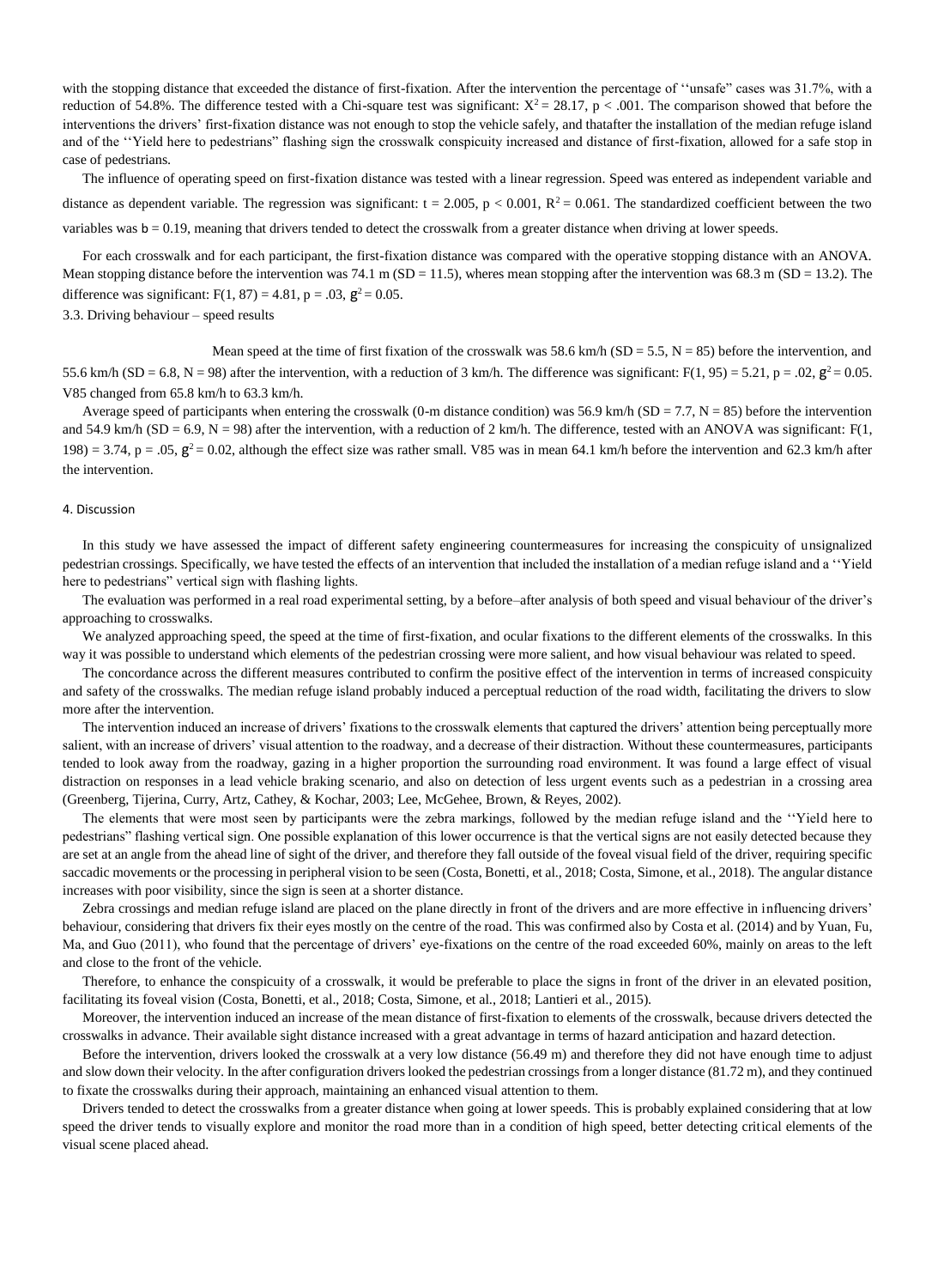with the stopping distance that exceeded the distance of first-fixation. After the intervention the percentage of ''unsafe'' cases was 31.7%, with a reduction of 54.8%. The difference tested with a Chi-square test was significant: $X^2 = 28.17$, $p < .001$. The comparison showed that before the interventions the drivers' first-fixation distance was not enough to stop the vehicle safely, and thatafter the installation of the median refuge island and of the ''Yield here to pedestrians'' flashing sign the crosswalk conspicuity increased and distance of first-fixation, allowed for a safe stop in case of pedestrians.

The influence of operating speed on first-fixation distance was tested with a linear regression. Speed was entered as independent variable and distance as dependent variable. The regression was significant: $t = 2.005$, $p < 0.001$, $R^2 = 0.061$. The standardized coefficient between the two variables was $b = 0.19$, meaning that drivers tended to detect the crosswalk from a greater distance when driving at lower speeds.

For each crosswalk and for each participant, the first-fixation distance was compared with the operative stopping distance with an ANOVA. Mean stopping distance before the intervention was 74.1 m (SD = 11.5), wheres mean stopping after the intervention was 68.3 m (SD = 13.2). The difference was significant: $F(1, 87) = 4.81$, $p = .03$, $g^2 = 0.05$.

### 3.3. Driving behaviour – speed results

Mean speed at the time of first fixation of the crosswalk was 58.6 km/h (SD = 5.5, N = 85) before the intervention, and 55.6 km/h (SD = 6.8, N = 98) after the intervention, with a reduction of 3 km/h. The difference was significant: $F(1, 95) = 5.21$, $p = .02$, $g^2 = 0.05$. V85 changed from 65.8 km/h to 63.3 km/h.

Average speed of participants when entering the crosswalk (0-m distance condition) was 56.9 km/h (SD = 7.7, N = 85) before the intervention and 54.9 km/h (SD = 6.9, N = 98) after the intervention, with a reduction of 2 km/h. The difference, tested with an ANOVA was significant: $F(1, 198) = 3.74$, $p = .05$, $g^2 = 0.02$, although the effect size was rather small. V85 was in mean 64.1 km/h before the intervention and 62.3 km/h after the intervention.

## 4. Discussion

In this study we have assessed the impact of different safety engineering countermeasures for increasing the conspicuity of unsignalized pedestrian crossings. Specifically, we have tested the effects of an intervention that included the installation of a median refuge island and a ''Yield here to pedestrians'' vertical sign with flashing lights.

The evaluation was performed in a real road experimental setting, by a before–after analysis of both speed and visual behaviour of the driver's approaching to crosswalks.

We analyzed approaching speed, the speed at the time of first-fixation, and ocular fixations to the different elements of the crosswalks. In this way it was possible to understand which elements of the pedestrian crossing were more salient, and how visual behaviour was related to speed.

The concordance across the different measures contributed to confirm the positive effect of the intervention in terms of increased conspicuity and safety of the crosswalks. The median refuge island probably induced a perceptual reduction of the road width, facilitating the drivers to slow more after the intervention.

The intervention induced an increase of drivers' fixations to the crosswalk elements that captured the drivers' attention being perceptually more salient, with an increase of drivers' visual attention to the roadway, and a decrease of their distraction. Without these countermeasures, participants tended to look away from the roadway, gazing in a higher proportion the surrounding road environment. It was found a large effect of visual distraction on responses in a lead vehicle braking scenario, and also on detection of less urgent events such as a pedestrian in a crossing area (Greenberg, Tijerina, Curry, Artz, Cathey, & Kochar, 2003; Lee, McGehee, Brown, & Reyes, 2002).

The elements that were most seen by participants were the zebra markings, followed by the median refuge island and the ''Yield here to pedestrians'' flashing vertical sign. One possible explanation of this lower occurrence is that the vertical signs are not easily detected because they are set at an angle from the ahead line of sight of the driver, and therefore they fall outside of the foveal visual field of the driver, requiring specific saccadic movements or the processing in peripheral vision to be seen (Costa, Bonetti, et al., 2018; Costa, Simone, et al., 2018). The angular distance increases with poor visibility, since the sign is seen at a shorter distance.

Zebra crossings and median refuge island are placed on the plane directly in front of the drivers and are more effective in influencing drivers' behaviour, considering that drivers fix their eyes mostly on the centre of the road. This was confirmed also by Costa et al. (2014) and by Yuan, Fu, Ma, and Guo (2011), who found that the percentage of drivers' eye-fixations on the centre of the road exceeded 60%, mainly on areas to the left and close to the front of the vehicle.

Therefore, to enhance the conspicuity of a crosswalk, it would be preferable to place the signs in front of the driver in an elevated position, facilitating its foveal vision (Costa, Bonetti, et al., 2018; Costa, Simone, et al., 2018; Lantieri et al., 2015).

Moreover, the intervention induced an increase of the mean distance of first-fixation to elements of the crosswalk, because drivers detected the crosswalks in advance. Their available sight distance increased with a great advantage in terms of hazard anticipation and hazard detection.

Before the intervention, drivers looked the crosswalk at a very low distance (56.49 m) and therefore they did not have enough time to adjust and slow down their velocity. In the after configuration drivers looked the pedestrian crossings from a longer distance (81.72 m), and they continued to fixate the crosswalks during their approach, maintaining an enhanced visual attention to them.

Drivers tended to detect the crosswalks from a greater distance when going at lower speeds. This is probably explained considering that at low speed the driver tends to visually explore and monitor the road more than in a condition of high speed, better detecting critical elements of the visual scene placed ahead.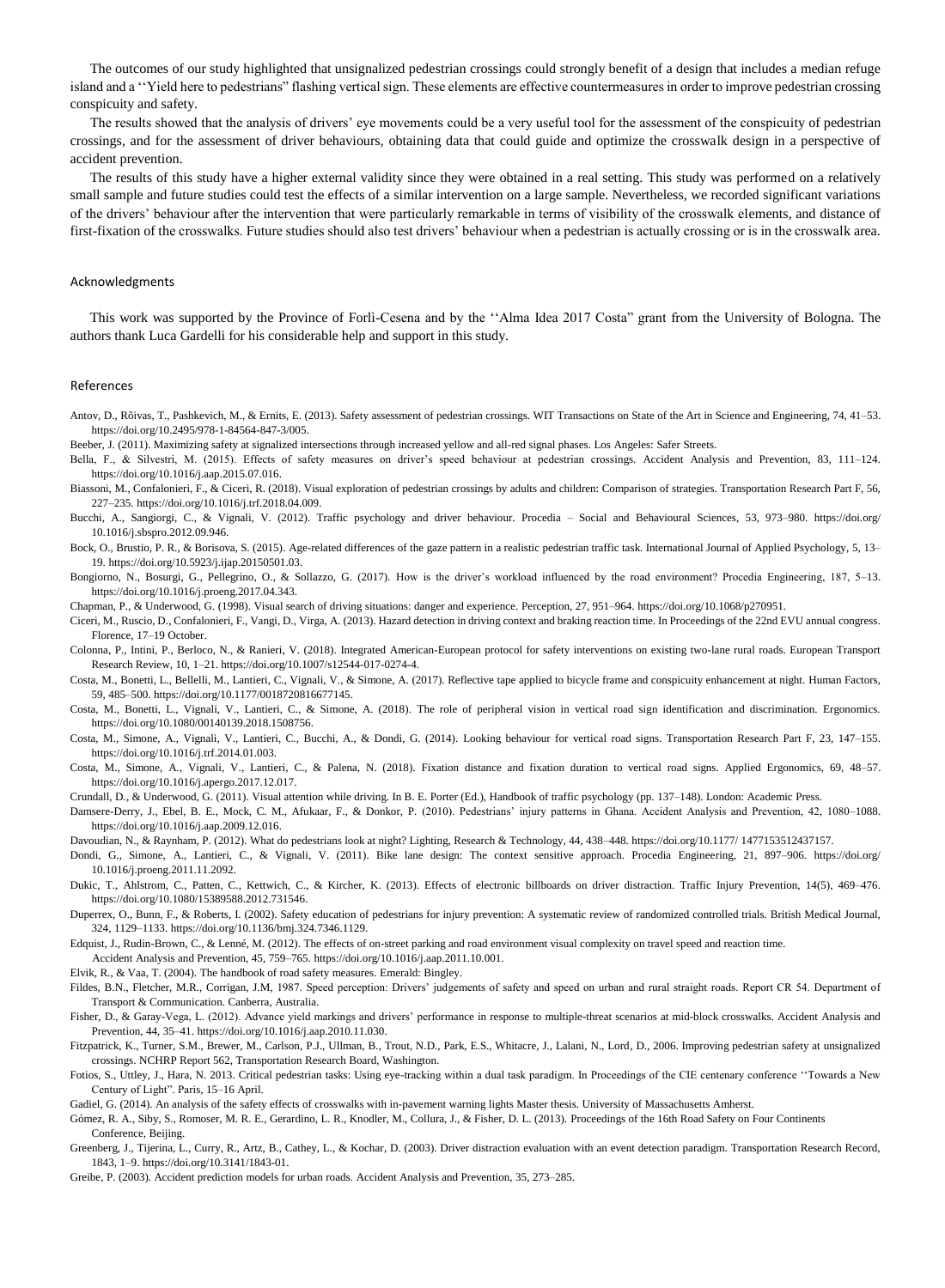The outcomes of our study highlighted that unsignalized pedestrian crossings could strongly benefit of a design that includes a median refuge island and a ''Yield here to pedestrians'' flashing vertical sign. These elements are effective countermeasures in order to improve pedestrian crossing conspicuity and safety.

The results showed that the analysis of drivers' eye movements could be a very useful tool for the assessment of the conspicuity of pedestrian crossings, and for the assessment of driver behaviours, obtaining data that could guide and optimize the crosswalk design in a perspective of accident prevention.

The results of this study have a higher external validity since they were obtained in a real setting. This study was performed on a relatively small sample and future studies could test the effects of a similar intervention on a large sample. Nevertheless, we recorded significant variations of the drivers' behaviour after the intervention that were particularly remarkable in terms of visibility of the crosswalk elements, and distance of first-fixation of the crosswalks. Future studies should also test drivers' behaviour when a pedestrian is actually crossing or is in the crosswalk area.

## Acknowledgments

This work was supported by the Province of Forlì-Cesena and by the ''Alma Idea 2017 Costa'' grant from the University of Bologna. The authors thank Luca Gardelli for his considerable help and support in this study.

## References

Antov, D., Rõivas, T., Pashkevich, M., & Ernits, E. (2013). Safety assessment of pedestrian crossings. WIT Transactions on State of the Art in Science and Engineering, 74, 41–53. https://doi.org/10.2495/978-1-84564-847-3/005.

Beeber, J. (2011). Maximizing safety at signalized intersections through increased yellow and all-red signal phases. Los Angeles: Safer Streets.

Bella, F., & Silvestri, M. (2015). Effects of safety measures on driver's speed behaviour at pedestrian crossings. Accident Analysis and Prevention, 83, 111–124. https://doi.org/10.1016/j.aap.2015.07.016.

Biassoni, M., Confalonieri, F., & Ciceri, R. (2018). Visual exploration of pedestrian crossings by adults and children: Comparison of strategies. Transportation Research Part F, 56, 227–235. https://doi.org/10.1016/j.trf.2018.04.009.

Bucchi, A., Sangiorgi, C., & Vignali, V. (2012). Traffic psychology and driver behaviour. Procedia – Social and Behavioural Sciences, 53, 973–980. https://doi.org/ 10.1016/j.sbspro.2012.09.946.

Bock, O., Brustio, P. R., & Borisova, S. (2015). Age-related differences of the gaze pattern in a realistic pedestrian traffic task. International Journal of Applied Psychology, 5, 13–19. https://doi.org/10.5923/j.ijap.20150501.03.

Bongiorno, N., Bosurgi, G., Pellegrino, O., & Sollazzo, G. (2017). How is the driver's workload influenced by the road environment? Procedia Engineering, 187, 5–13. https://doi.org/10.1016/j.proeng.2017.04.343.

Chapman, P., & Underwood, G. (1998). Visual search of driving situations: danger and experience. Perception, 27, 951–964. https://doi.org/10.1068/p270951.

Ciceri, M., Ruscio, D., Confalonieri, F., Vangi, D., Virga, A. (2013). Hazard detection in driving context and braking reaction time. In Proceedings of the 22nd EVU annual congress. Florence, 17–19 October.

Colonna, P., Intini, P., Berloco, N., & Ranieri, V. (2018). Integrated American-European protocol for safety interventions on existing two-lane rural roads. European Transport Research Review, 10, 1–21. https://doi.org/10.1007/s12544-017-0274-4.

Costa, M., Bonetti, L., Bellelli, M., Lantieri, C., Vignali, V., & Simone, A. (2017). Reflective tape applied to bicycle frame and conspicuity enhancement at night. Human Factors, 59, 485–500. https://doi.org/10.1177/0018720816677145.

Costa, M., Bonetti, L., Vignali, V., Lantieri, C., & Simone, A. (2018). The role of peripheral vision in vertical road sign identification and discrimination. Ergonomics. https://doi.org/10.1080/00140139.2018.1508756.

Costa, M., Simone, A., Vignali, V., Lantieri, C., Bucchi, A., & Dondi, G. (2014). Looking behaviour for vertical road signs. Transportation Research Part F, 23, 147–155. https://doi.org/10.1016/j.trf.2014.01.003.

Costa, M., Simone, A., Vignali, V., Lantieri, C., & Palena, N. (2018). Fixation distance and fixation duration to vertical road signs. Applied Ergonomics, 69, 48–57. https://doi.org/10.1016/j.apergo.2017.12.017.

Crundall, D., & Underwood, G. (2011). Visual attention while driving. In B. E. Porter (Ed.), Handbook of traffic psychology (pp. 137–148). London: Academic Press.

Damsere-Derry, J., Ebel, B. E., Mock, C. M., Afukaar, F., & Donkor, P. (2010). Pedestrians' injury patterns in Ghana. Accident Analysis and Prevention, 42, 1080–1088. https://doi.org/10.1016/j.aap.2009.12.016.

Davoudian, N., & Raynham, P. (2012). What do pedestrians look at night? Lighting, Research & Technology, 44, 438–448. https://doi.org/10.1177/ 1477153512437157.

Dondi, G., Simone, A., Lantieri, C., & Vignali, V. (2011). Bike lane design: The context sensitive approach. Procedia Engineering, 21, 897–906. https://doi.org/ 10.1016/j.proeng.2011.11.2092.

Dukic, T., Ahlstrom, C., Patten, C., Kettwich, C., & Kircher, K. (2013). Effects of electronic billboards on driver distraction. Traffic Injury Prevention, 14(5), 469–476. https://doi.org/10.1080/15389588.2012.731546.

Duperrex, O., Bunn, F., & Roberts, I. (2002). Safety education of pedestrians for injury prevention: A systematic review of randomized controlled trials. British Medical Journal, 324, 1129–1133. https://doi.org/10.1136/bmj.324.7346.1129.

Edquist, J., Rudin-Brown, C., & Lenné, M. (2012). The effects of on-street parking and road environment visual complexity on travel speed and reaction time. Accident Analysis and Prevention, 45, 759–765. https://doi.org/10.1016/j.aap.2011.10.001.

Elvik, R., & Vaa, T. (2004). The handbook of road safety measures. Emerald: Bingley.

Fildes, B.N., Fletcher, M.R., Corrigan, J.M, 1987. Speed perception: Drivers' judgements of safety and speed on urban and rural straight roads. Report CR 54. Department of Transport & Communication. Canberra, Australia.

Fisher, D., & Garay-Vega, L. (2012). Advance yield markings and drivers' performance in response to multiple-threat scenarios at mid-block crosswalks. Accident Analysis and Prevention, 44, 35–41. https://doi.org/10.1016/j.aap.2010.11.030.

Fitzpatrick, K., Turner, S.M., Brewer, M., Carlson, P.J., Ullman, B., Trout, N.D., Park, E.S., Whitacre, J., Lalani, N., Lord, D., 2006. Improving pedestrian safety at unsignalized crossings. NCHRP Report 562, Transportation Research Board, Washington.

Fotios, S., Uttley, J., Hara, N. 2013. Critical pedestrian tasks: Using eye-tracking within a dual task paradigm. In Proceedings of the CIE centenary conference ''Towards a New Century of Light''. Paris, 15–16 April.

Gadiel, G. (2014). An analysis of the safety effects of crosswalks with in-pavement warning lights Master thesis. University of Massachusetts Amherst.

Gómez, R. A., Siby, S., Romoser, M. R. E., Gerardino, L. R., Knodler, M., Collura, J., & Fisher, D. L. (2013). Proceedings of the 16th Road Safety on Four Continents Conference, Beijing.

Greenberg, J., Tijerina, L., Curry, R., Artz, B., Cathey, L., & Kochar, D. (2003). Driver distraction evaluation with an event detection paradigm. Transportation Research Record, 1843, 1–9. https://doi.org/10.3141/1843-01.

Greibe, P. (2003). Accident prediction models for urban roads. Accident Analysis and Prevention, 35, 273–285.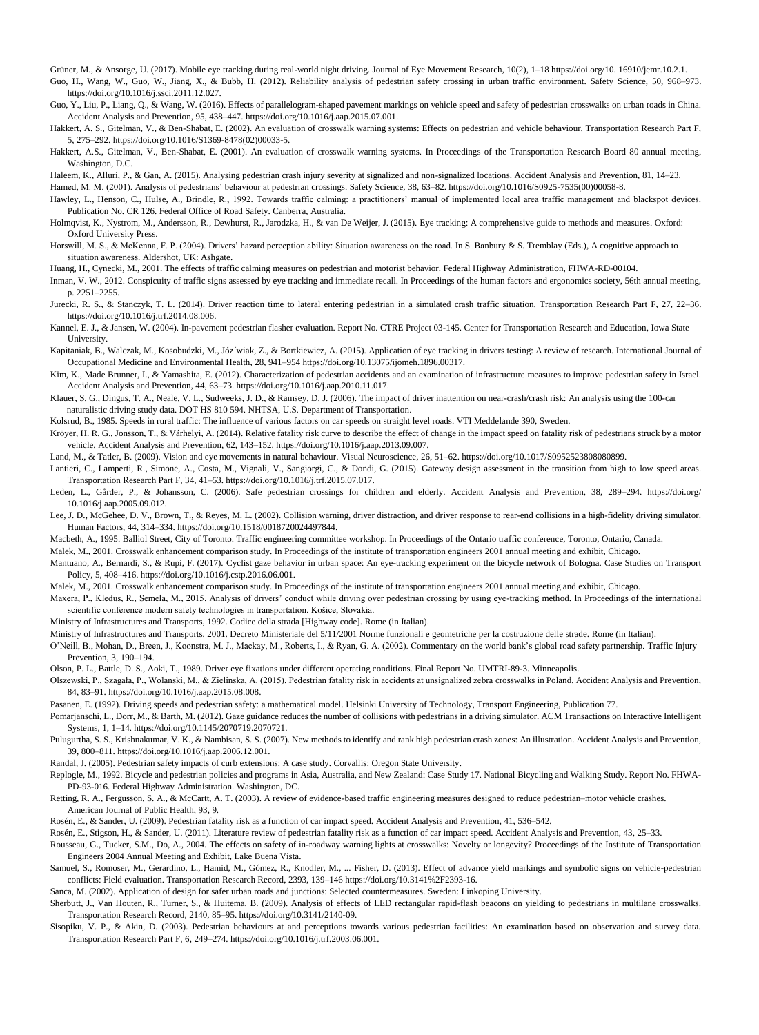Grüner, M., & Ansorge, U. (2017). Mobile eye tracking during real-world night driving. Journal of Eye Movement Research, 10(2), 1–18 https://doi.org/10. 16910/jemr.10.2.1.

Guo, H., Wang, W., Guo, W., Jiang, X., & Bubb, H. (2012). Reliability analysis of pedestrian safety crossing in urban traffic environment. Safety Science, 50, 968–973. https://doi.org/10.1016/j.ssci.2011.12.027.

Guo, Y., Liu, P., Liang, Q., & Wang, W. (2016). Effects of parallelogram-shaped pavement markings on vehicle speed and safety of pedestrian crosswalks on urban roads in China. Accident Analysis and Prevention, 95, 438–447. https://doi.org/10.1016/j.aap.2015.07.001.

Hakkert, A. S., Gitelman, V., & Ben-Shabat, E. (2002). An evaluation of crosswalk warning systems: Effects on pedestrian and vehicle behaviour. Transportation Research Part F, 5, 275–292. https://doi.org/10.1016/S1369-8478(02)00033-5.

Hakkert, A.S., Gitelman, V., Ben-Shabat, E. (2001). An evaluation of crosswalk warning systems. In Proceedings of the Transportation Research Board 80 annual meeting, Washington, D.C.

Haleem, K., Alluri, P., & Gan, A. (2015). Analysing pedestrian crash injury severity at signalized and non-signalized locations. Accident Analysis and Prevention, 81, 14–23.

Hamed, M. M. (2001). Analysis of pedestrians' behaviour at pedestrian crossings. Safety Science, 38, 63–82. https://doi.org/10.1016/S0925-7535(00)00058-8.

Hawley, L., Henson, C., Hulse, A., Brindle, R., 1992. Towards traffic calming: a practitioners' manual of implemented local area traffic management and blackspot devices. Publication No. CR 126. Federal Office of Road Safety. Canberra, Australia.

Holmqvist, K., Nystrom, M., Andersson, R., Dewhurst, R., Jarodzka, H., & van De Weijer, J. (2015). Eye tracking: A comprehensive guide to methods and measures. Oxford: Oxford University Press.

Horswill, M. S., & McKenna, F. P. (2004). Drivers' hazard perception ability: Situation awareness on the road. In S. Banbury & S. Tremblay (Eds.), A cognitive approach to situation awareness. Aldershot, UK: Ashgate.

Huang, H., Cynecki, M., 2001. The effects of traffic calming measures on pedestrian and motorist behavior. Federal Highway Administration, FHWA-RD-00104.

Inman, V. W., 2012. Conspicuity of traffic signs assessed by eye tracking and immediate recall. In Proceedings of the human factors and ergonomics society, 56th annual meeting, p. 2251–2255.

Jurecki, R. S., & Stanczyk, T. L. (2014). Driver reaction time to lateral entering pedestrian in a simulated crash traffic situation. Transportation Research Part F, 27, 22–36. https://doi.org/10.1016/j.trf.2014.08.006.

Kannel, E. J., & Jansen, W. (2004). In-pavement pedestrian flasher evaluation. Report No. CTRE Project 03-145. Center for Transportation Research and Education, Iowa State University.

Kapitaniak, B., Walczak, M., Kosobudzki, M., Józ´wiak, Z., & Bortkiewicz, A. (2015). Application of eye tracking in drivers testing: A review of research. International Journal of Occupational Medicine and Environmental Health, 28, 941–954 https://doi.org/10.13075/ijomeh.1896.00317.

Kim, K., Made Brunner, I., & Yamashita, E. (2012). Characterization of pedestrian accidents and an examination of infrastructure measures to improve pedestrian safety in Israel. Accident Analysis and Prevention, 44, 63–73. https://doi.org/10.1016/j.aap.2010.11.017.

Klauer, S. G., Dingus, T. A., Neale, V. L., Sudweeks, J. D., & Ramsey, D. J. (2006). The impact of driver inattention on near-crash/crash risk: An analysis using the 100-car naturalistic driving study data. DOT HS 810 594. NHTSA, U.S. Department of Transportation.

Kolsrud, B., 1985. Speeds in rural traffic: The influence of various factors on car speeds on straight level roads. VTI Meddelande 390, Sweden.

Kröyer, H. R. G., Jonsson, T., & Várhelyi, A. (2014). Relative fatality risk curve to describe the effect of change in the impact speed on fatality risk of pedestrians struck by a motor vehicle. Accident Analysis and Prevention, 62, 143–152. https://doi.org/10.1016/j.aap.2013.09.007.

Land, M., & Tatler, B. (2009). Vision and eye movements in natural behaviour. Visual Neuroscience, 26, 51–62. https://doi.org/10.1017/S0952523808080899.

Lantieri, C., Lamperti, R., Simone, A., Costa, M., Vignali, V., Sangiorgi, C., & Dondi, G. (2015). Gateway design assessment in the transition from high to low speed areas. Transportation Research Part F, 34, 41–53. https://doi.org/10.1016/j.trf.2015.07.017.

Leden, L., Gårder, P., & Johansson, C. (2006). Safe pedestrian crossings for children and elderly. Accident Analysis and Prevention, 38, 289–294. https://doi.org/ 10.1016/j.aap.2005.09.012.

Lee, J. D., McGehee, D. V., Brown, T., & Reyes, M. L. (2002). Collision warning, driver distraction, and driver response to rear-end collisions in a high-fidelity driving simulator. Human Factors, 44, 314–334. https://doi.org/10.1518/0018720024497844.

Macbeth, A., 1995. Balliol Street, City of Toronto. Traffic engineering committee workshop. In Proceedings of the Ontario traffic conference, Toronto, Ontario, Canada.

Malek, M., 2001. Crosswalk enhancement comparison study. In Proceedings of the institute of transportation engineers 2001 annual meeting and exhibit, Chicago.

Mantuano, A., Bernardi, S., & Rupi, F. (2017). Cyclist gaze behavior in urban space: An eye-tracking experiment on the bicycle network of Bologna. Case Studies on Transport Policy, 5, 408–416. https://doi.org/10.1016/j.cstp.2016.06.001.

Malek, M., 2001. Crosswalk enhancement comparison study. In Proceedings of the institute of transportation engineers 2001 annual meeting and exhibit, Chicago.

Maxera, P., Kledus, R., Semela, M., 2015. Analysis of drivers' conduct while driving over pedestrian crossing by using eye-tracking method. In Proceedings of the international scientific conference modern safety technologies in transportation. Košice, Slovakia.

Ministry of Infrastructures and Transports, 1992. Codice della strada [Highway code]. Rome (in Italian).

Ministry of Infrastructures and Transports, 2001. Decreto Ministeriale del 5/11/2001 Norme funzionali e geometriche per la costruzione delle strade. Rome (in Italian).

O'Neill, B., Mohan, D., Breen, J., Koonstra, M. J., Mackay, M., Roberts, I., & Ryan, G. A. (2002). Commentary on the world bank's global road safety partnership. Traffic Injury Prevention, 3, 190–194.

Olson, P. L., Battle, D. S., Aoki, T., 1989. Driver eye fixations under different operating conditions. Final Report No. UMTRI-89-3. Minneapolis.

Olszewski, P., Szagała, P., Wolanski, M., & Zielinska, A. (2015). Pedestrian fatality risk in accidents at unsignalized zebra crosswalks in Poland. Accident Analysis and Prevention, 84, 83–91. https://doi.org/10.1016/j.aap.2015.08.008.

Pasanen, E. (1992). Driving speeds and pedestrian safety: a mathematical model. Helsinki University of Technology, Transport Engineering, Publication 77.

Pomarjanschi, L., Dorr, M., & Barth, M. (2012). Gaze guidance reduces the number of collisions with pedestrians in a driving simulator. ACM Transactions on Interactive Intelligent Systems, 1, 1–14. https://doi.org/10.1145/2070719.2070721.

Pulugurtha, S. S., Krishnakumar, V. K., & Nambisan, S. S. (2007). New methods to identify and rank high pedestrian crash zones: An illustration. Accident Analysis and Prevention, 39, 800–811. https://doi.org/10.1016/j.aap.2006.12.001.

Randal, J. (2005). Pedestrian safety impacts of curb extensions: A case study. Corvallis: Oregon State University.

Replogle, M., 1992. Bicycle and pedestrian policies and programs in Asia, Australia, and New Zealand: Case Study 17. National Bicycling and Walking Study. Report No. FHWA-PD-93-016. Federal Highway Administration. Washington, DC.

Retting, R. A., Fergusson, S. A., & McCartt, A. T. (2003). A review of evidence-based traffic engineering measures designed to reduce pedestrian–motor vehicle crashes. American Journal of Public Health, 93, 9.

Rosén, E., & Sander, U. (2009). Pedestrian fatality risk as a function of car impact speed. Accident Analysis and Prevention, 41, 536–542.

Rosén, E., Stigson, H., & Sander, U. (2011). Literature review of pedestrian fatality risk as a function of car impact speed. Accident Analysis and Prevention, 43, 25–33.

Rousseau, G., Tucker, S.M., Do, A., 2004. The effects on safety of in-roadway warning lights at crosswalks: Novelty or longevity? Proceedings of the Institute of Transportation Engineers 2004 Annual Meeting and Exhibit, Lake Buena Vista.

Samuel, S., Romoser, M., Gerardino, L., Hamid, M., Gómez, R., Knodler, M., ... Fisher, D. (2013). Effect of advance yield markings and symbolic signs on vehicle-pedestrian conflicts: Field evaluation. Transportation Research Record, 2393, 139–146 https://doi.org/10.3141%2F2393-16.

Sanca, M. (2002). Application of design for safer urban roads and junctions: Selected countermeasures. Sweden: Linkoping University.

Sherbutt, J., Van Houten, R., Turner, S., & Huitema, B. (2009). Analysis of effects of LED rectangular rapid-flash beacons on yielding to pedestrians in multilane crosswalks. Transportation Research Record, 2140, 85–95. https://doi.org/10.3141/2140-09.

Sisopiku, V. P., & Akin, D. (2003). Pedestrian behaviours at and perceptions towards various pedestrian facilities: An examination based on observation and survey data. Transportation Research Part F, 6, 249–274. https://doi.org/10.1016/j.trf.2003.06.001.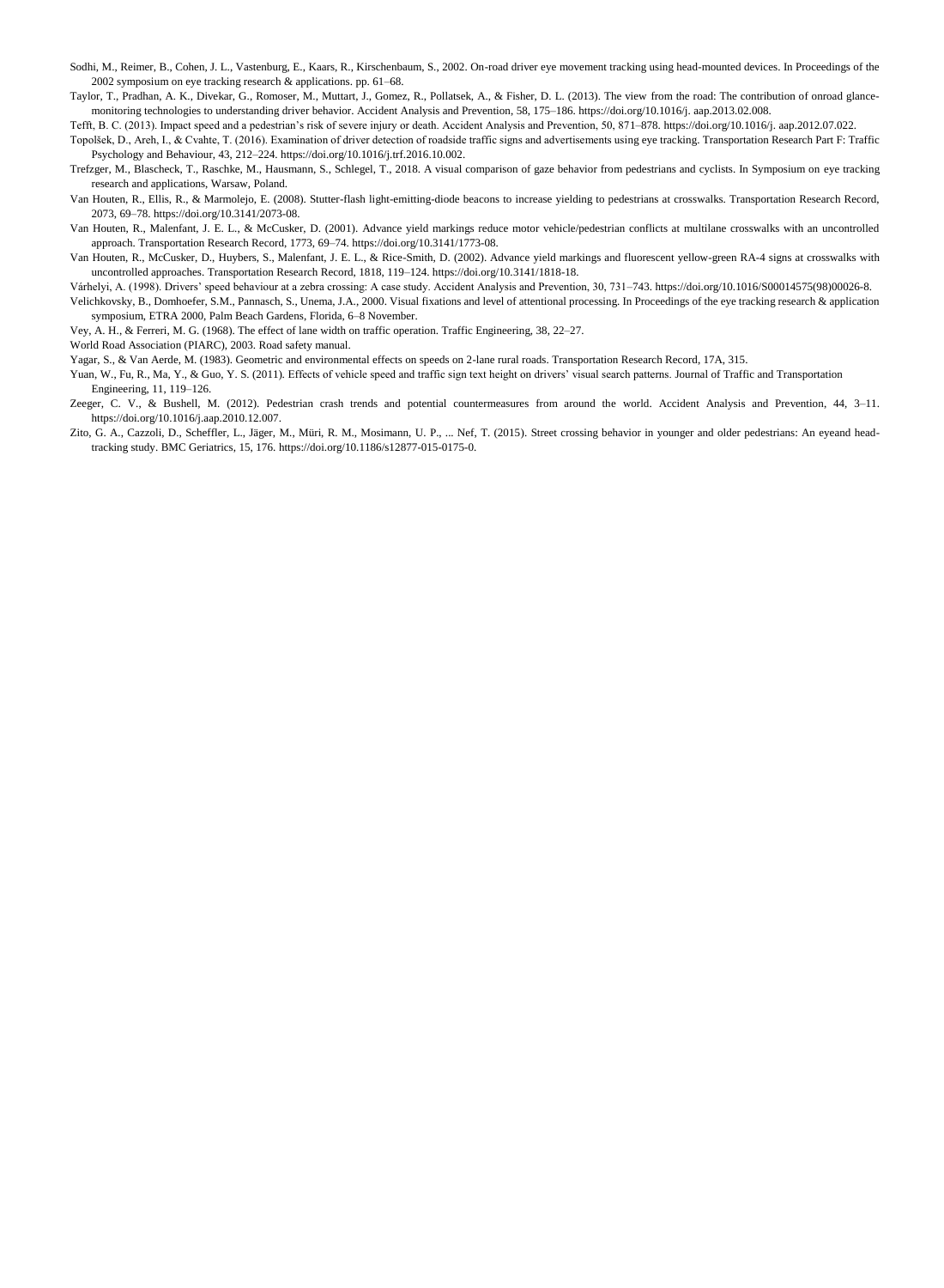Sodhi, M., Reimer, B., Cohen, J. L., Vastenburg, E., Kaars, R., Kirschenbaum, S., 2002. On-road driver eye movement tracking using head-mounted devices. In Proceedings of the 2002 symposium on eye tracking research & applications. pp. 61–68.

Taylor, T., Pradhan, A. K., Divekar, G., Romoser, M., Muttart, J., Gomez, R., Pollatsek, A., & Fisher, D. L. (2013). The view from the road: The contribution of onroad glance-monitoring technologies to understanding driver behavior. Accident Analysis and Prevention, 58, 175–186. https://doi.org/10.1016/j. aap.2013.02.008.

Tefft, B. C. (2013). Impact speed and a pedestrian's risk of severe injury or death. Accident Analysis and Prevention, 50, 871–878. https://doi.org/10.1016/j. aap.2012.07.022.

Topolšek, D., Areh, I., & Cvahte, T. (2016). Examination of driver detection of roadside traffic signs and advertisements using eye tracking. Transportation Research Part F: Traffic Psychology and Behaviour, 43, 212–224. https://doi.org/10.1016/j.trf.2016.10.002.

Trefzger, M., Blascheck, T., Raschke, M., Hausmann, S., Schlegel, T., 2018. A visual comparison of gaze behavior from pedestrians and cyclists. In Symposium on eye tracking research and applications, Warsaw, Poland.

Van Houten, R., Ellis, R., & Marmolejo, E. (2008). Stutter-flash light-emitting-diode beacons to increase yielding to pedestrians at crosswalks. Transportation Research Record, 2073, 69–78. https://doi.org/10.3141/2073-08.

Van Houten, R., Malenfant, J. E. L., & McCusker, D. (2001). Advance yield markings reduce motor vehicle/pedestrian conflicts at multilane crosswalks with an uncontrolled approach. Transportation Research Record, 1773, 69–74. https://doi.org/10.3141/1773-08.

Van Houten, R., McCusker, D., Huybers, S., Malenfant, J. E. L., & Rice-Smith, D. (2002). Advance yield markings and fluorescent yellow-green RA-4 signs at crosswalks with uncontrolled approaches. Transportation Research Record, 1818, 119–124. https://doi.org/10.3141/1818-18.

Várhelyi, A. (1998). Drivers' speed behaviour at a zebra crossing: A case study. Accident Analysis and Prevention, 30, 731–743. https://doi.org/10.1016/S00014575(98)00026-8.

Velichkovsky, B., Domhoefer, S.M., Pannasch, S., Unema, J.A., 2000. Visual fixations and level of attentional processing. In Proceedings of the eye tracking research & application symposium, ETRA 2000, Palm Beach Gardens, Florida, 6–8 November.

Vey, A. H., & Ferreri, M. G. (1968). The effect of lane width on traffic operation. Traffic Engineering, 38, 22–27.

World Road Association (PIARC), 2003. Road safety manual.

Yagar, S., & Van Aerde, M. (1983). Geometric and environmental effects on speeds on 2-lane rural roads. Transportation Research Record, 17A, 315.

Yuan, W., Fu, R., Ma, Y., & Guo, Y. S. (2011). Effects of vehicle speed and traffic sign text height on drivers' visual search patterns. Journal of Traffic and Transportation Engineering, 11, 119–126.

Zeeger, C. V., & Bushell, M. (2012). Pedestrian crash trends and potential countermeasures from around the world. Accident Analysis and Prevention, 44, 3–11. https://doi.org/10.1016/j.aap.2010.12.007.

Zito, G. A., Cazzoli, D., Scheffler, L., Jäger, M., Müri, R. M., Mosimann, U. P., ... Nef, T. (2015). Street crossing behavior in younger and older pedestrians: An eyeand head-tracking study. BMC Geriatrics, 15, 176. https://doi.org/10.1186/s12877-015-0175-0.